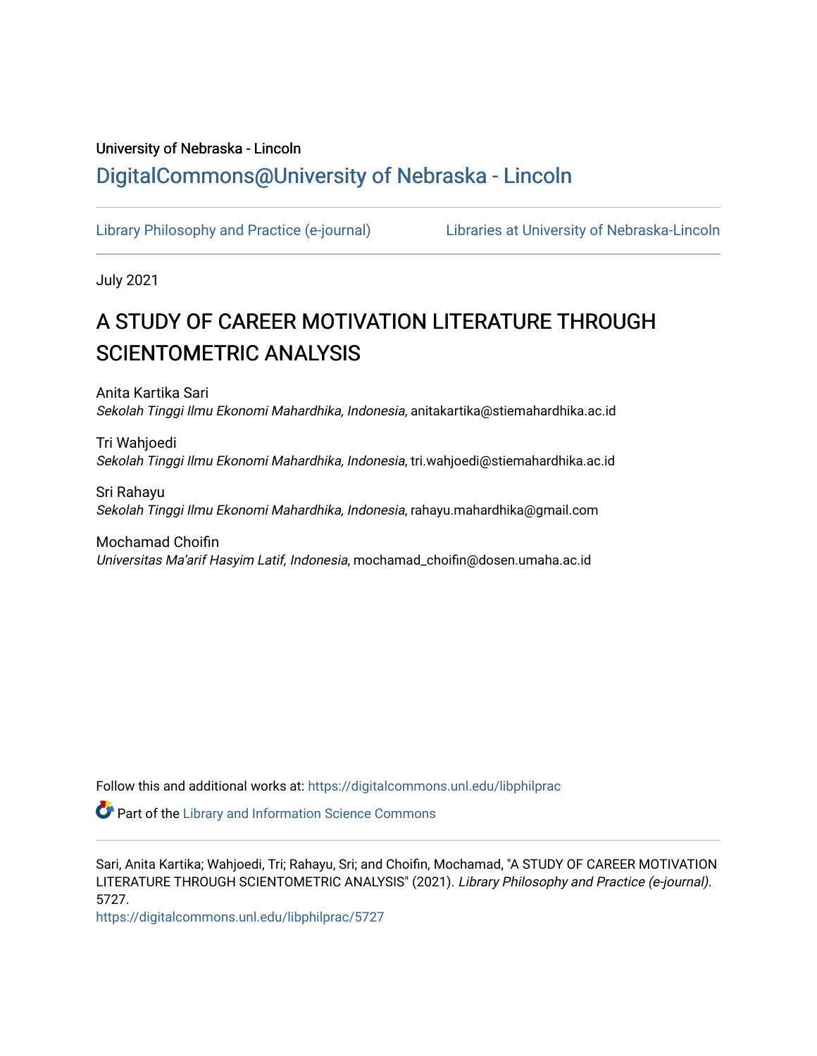University of Nebraska - Lincoln

## DigitalCommons@University of Nebraska - Lincoln

Library Philosophy and Practice (e-journal) Libraries at University of Nebraska-Lincoln

July 2021

# A STUDY OF CAREER MOTIVATION LITERATURE THROUGH SCIENTOMETRIC ANALYSIS

Anita Kartika Sari
*Sekolah Tinggi Ilmu Ekonomi Mahardhika, Indonesia*, anitakartika@stiemahardhika.ac.id

Tri Wahjoedi
*Sekolah Tinggi Ilmu Ekonomi Mahardhika, Indonesia*, tri.wahjoedi@stiemahardhika.ac.id

Sri Rahayu
*Sekolah Tinggi Ilmu Ekonomi Mahardhika, Indonesia*, rahayu.mahardhika@gmail.com

Mochamad Choifin
*Universitas Ma'arif Hasyim Latif, Indonesia*, mochamad_choifin@dosen.umaha.ac.id

Follow this and additional works at: https://digitalcommons.unl.edu/libphilprac

Part of the Library and Information Science Commons

Sari, Anita Kartika; Wahjoedi, Tri; Rahayu, Sri; and Choifin, Mochamad, "A STUDY OF CAREER MOTIVATION LITERATURE THROUGH SCIENTOMETRIC ANALYSIS" (2021). *Library Philosophy and Practice (e-journal)*. 5727.
https://digitalcommons.unl.edu/libphilprac/5727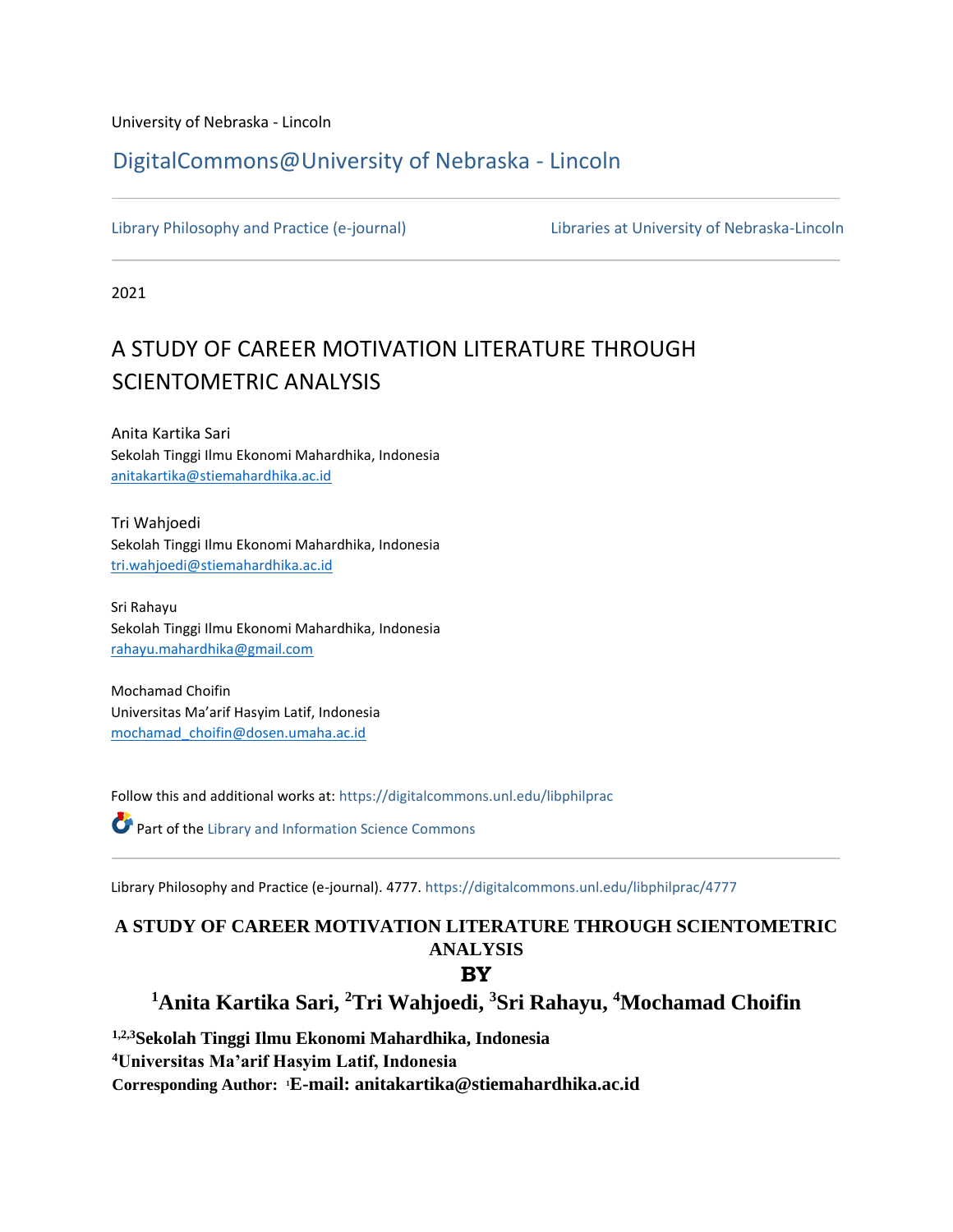University of Nebraska - Lincoln

DigitalCommons@University of Nebraska - Lincoln

Library Philosophy and Practice (e-journal) | Libraries at University of Nebraska-Lincoln

2021

# A STUDY OF CAREER MOTIVATION LITERATURE THROUGH SCIENTOMETRIC ANALYSIS

Anita Kartika Sari
Sekolah Tinggi Ilmu Ekonomi Mahardhika, Indonesia
anitakartika@stiemahardhika.ac.id

Tri Wahjoedi
Sekolah Tinggi Ilmu Ekonomi Mahardhika, Indonesia
tri.wahjoedi@stiemahardhika.ac.id

Sri Rahayu
Sekolah Tinggi Ilmu Ekonomi Mahardhika, Indonesia
rahayu.mahardhika@gmail.com

Mochamad Choifin
Universitas Ma'arif Hasyim Latif, Indonesia
mochamad_choifin@dosen.umaha.ac.id

Follow this and additional works at: https://digitalcommons.unl.edu/libphilprac

Part of the Library and Information Science Commons

Library Philosophy and Practice (e-journal). 4777. https://digitalcommons.unl.edu/libphilprac/4777

**A STUDY OF CAREER MOTIVATION LITERATURE THROUGH SCIENTOMETRIC ANALYSIS**

**BY**

**[1]Anita Kartika Sari, [2]Tri Wahjoedi, [3]Sri Rahayu, [4]Mochamad Choifin**

**[1,2,3]Sekolah Tinggi Ilmu Ekonomi Mahardhika, Indonesia**
**[4]Universitas Ma'arif Hasyim Latif, Indonesia**
**Corresponding Author: [1]E-mail: anitakartika@stiemahardhika.ac.id**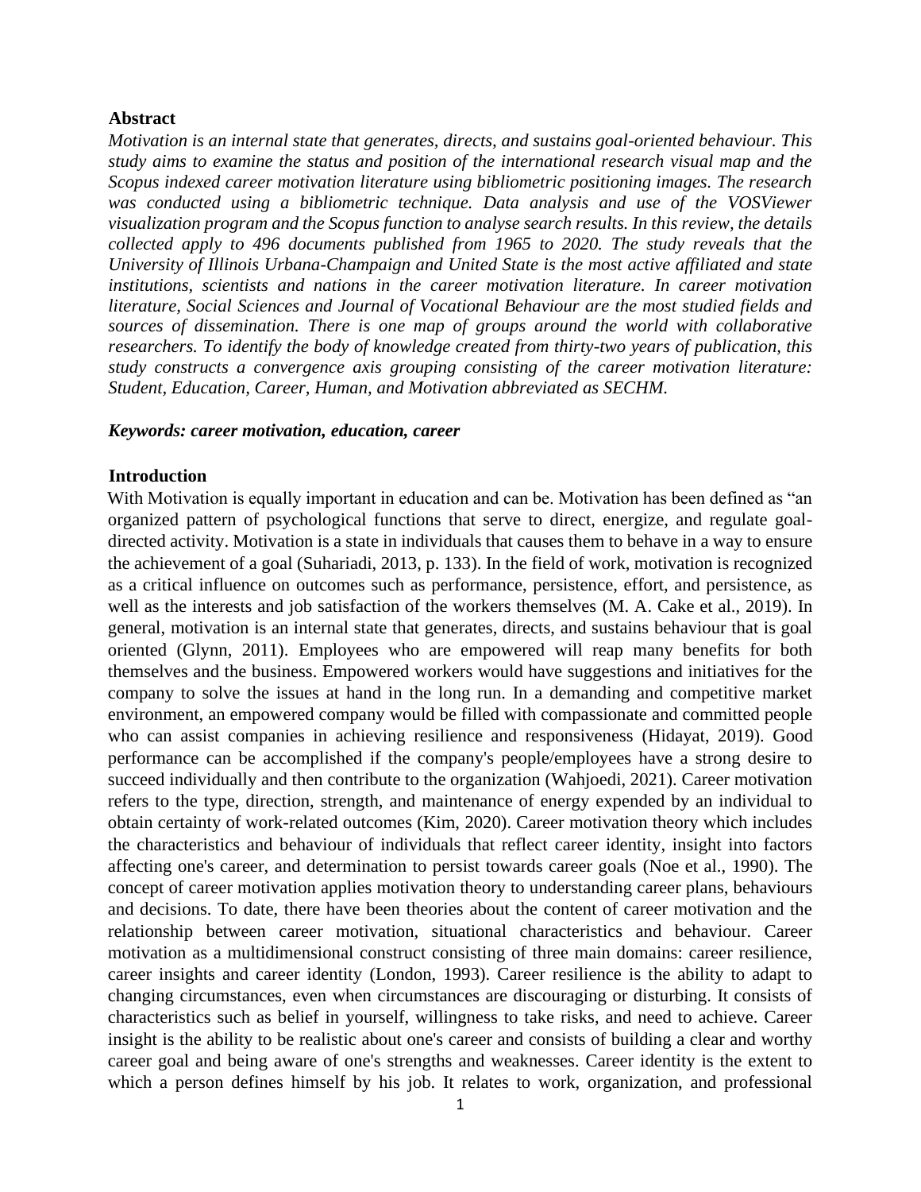## Abstract

*Motivation is an internal state that generates, directs, and sustains goal-oriented behaviour. This study aims to examine the status and position of the international research visual map and the Scopus indexed career motivation literature using bibliometric positioning images. The research was conducted using a bibliometric technique. Data analysis and use of the VOSViewer visualization program and the Scopus function to analyse search results. In this review, the details collected apply to 496 documents published from 1965 to 2020. The study reveals that the University of Illinois Urbana-Champaign and United State is the most active affiliated and state institutions, scientists and nations in the career motivation literature. In career motivation literature, Social Sciences and Journal of Vocational Behaviour are the most studied fields and sources of dissemination. There is one map of groups around the world with collaborative researchers. To identify the body of knowledge created from thirty-two years of publication, this study constructs a convergence axis grouping consisting of the career motivation literature: Student, Education, Career, Human, and Motivation abbreviated as SECHM.*

***Keywords: career motivation, education, career***

## Introduction

With Motivation is equally important in education and can be. Motivation has been defined as "an organized pattern of psychological functions that serve to direct, energize, and regulate goal-directed activity. Motivation is a state in individuals that causes them to behave in a way to ensure the achievement of a goal (Suhariadi, 2013, p. 133). In the field of work, motivation is recognized as a critical influence on outcomes such as performance, persistence, effort, and persistence, as well as the interests and job satisfaction of the workers themselves (M. A. Cake et al., 2019). In general, motivation is an internal state that generates, directs, and sustains behaviour that is goal oriented (Glynn, 2011). Employees who are empowered will reap many benefits for both themselves and the business. Empowered workers would have suggestions and initiatives for the company to solve the issues at hand in the long run. In a demanding and competitive market environment, an empowered company would be filled with compassionate and committed people who can assist companies in achieving resilience and responsiveness (Hidayat, 2019). Good performance can be accomplished if the company's people/employees have a strong desire to succeed individually and then contribute to the organization (Wahjoedi, 2021). Career motivation refers to the type, direction, strength, and maintenance of energy expended by an individual to obtain certainty of work-related outcomes (Kim, 2020). Career motivation theory which includes the characteristics and behaviour of individuals that reflect career identity, insight into factors affecting one's career, and determination to persist towards career goals (Noe et al., 1990). The concept of career motivation applies motivation theory to understanding career plans, behaviours and decisions. To date, there have been theories about the content of career motivation and the relationship between career motivation, situational characteristics and behaviour. Career motivation as a multidimensional construct consisting of three main domains: career resilience, career insights and career identity (London, 1993). Career resilience is the ability to adapt to changing circumstances, even when circumstances are discouraging or disturbing. It consists of characteristics such as belief in yourself, willingness to take risks, and need to achieve. Career insight is the ability to be realistic about one's career and consists of building a clear and worthy career goal and being aware of one's strengths and weaknesses. Career identity is the extent to which a person defines himself by his job. It relates to work, organization, and professional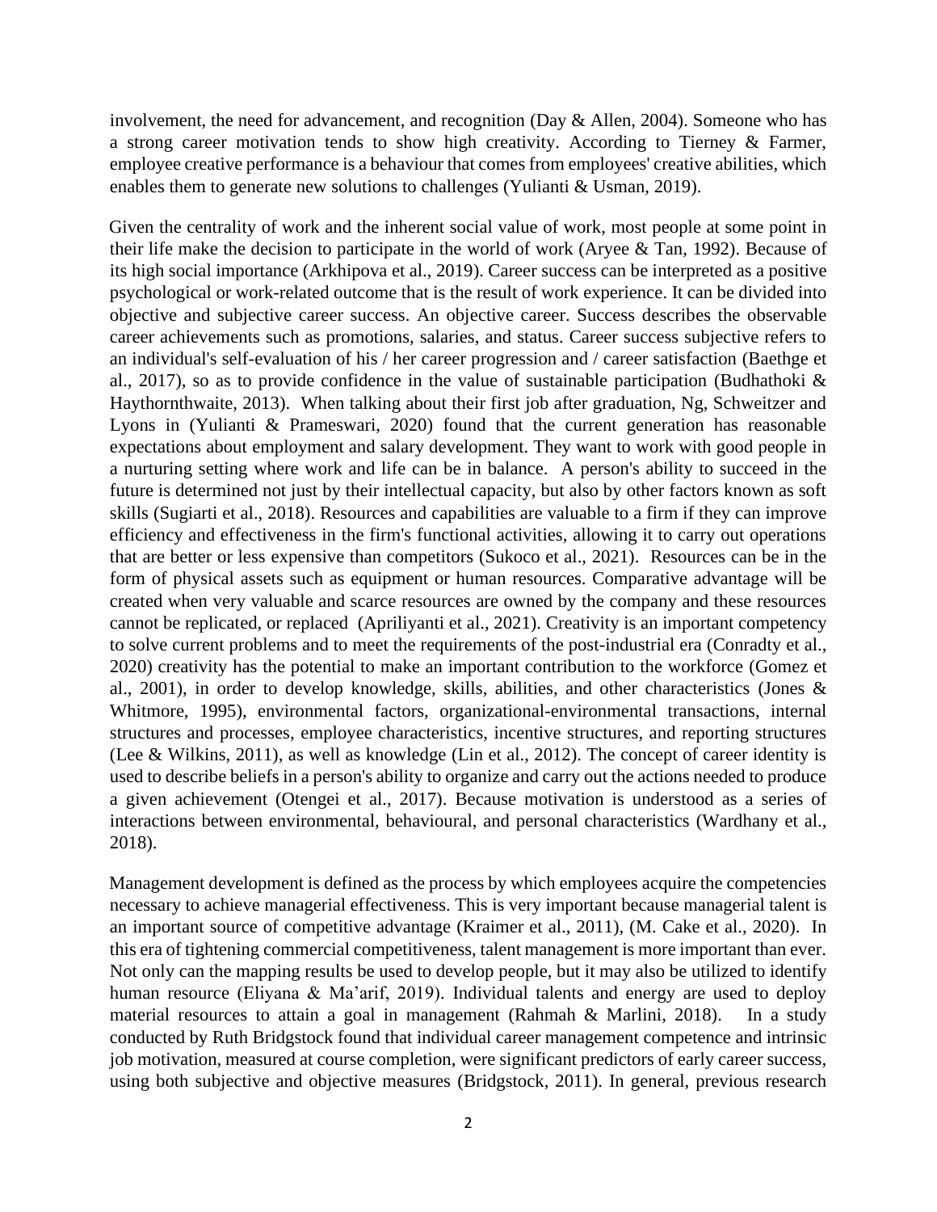involvement, the need for advancement, and recognition (Day & Allen, 2004). Someone who has a strong career motivation tends to show high creativity. According to Tierney & Farmer, employee creative performance is a behaviour that comes from employees' creative abilities, which enables them to generate new solutions to challenges (Yulianti & Usman, 2019).

Given the centrality of work and the inherent social value of work, most people at some point in their life make the decision to participate in the world of work (Aryee & Tan, 1992). Because of its high social importance (Arkhipova et al., 2019). Career success can be interpreted as a positive psychological or work-related outcome that is the result of work experience. It can be divided into objective and subjective career success. An objective career. Success describes the observable career achievements such as promotions, salaries, and status. Career success subjective refers to an individual's self-evaluation of his / her career progression and / career satisfaction (Baethge et al., 2017), so as to provide confidence in the value of sustainable participation (Budhathoki & Haythornthwaite, 2013). When talking about their first job after graduation, Ng, Schweitzer and Lyons in (Yulianti & Prameswari, 2020) found that the current generation has reasonable expectations about employment and salary development. They want to work with good people in a nurturing setting where work and life can be in balance. A person's ability to succeed in the future is determined not just by their intellectual capacity, but also by other factors known as soft skills (Sugiarti et al., 2018). Resources and capabilities are valuable to a firm if they can improve efficiency and effectiveness in the firm's functional activities, allowing it to carry out operations that are better or less expensive than competitors (Sukoco et al., 2021). Resources can be in the form of physical assets such as equipment or human resources. Comparative advantage will be created when very valuable and scarce resources are owned by the company and these resources cannot be replicated, or replaced (Apriliyanti et al., 2021). Creativity is an important competency to solve current problems and to meet the requirements of the post-industrial era (Conradty et al., 2020) creativity has the potential to make an important contribution to the workforce (Gomez et al., 2001), in order to develop knowledge, skills, abilities, and other characteristics (Jones & Whitmore, 1995), environmental factors, organizational-environmental transactions, internal structures and processes, employee characteristics, incentive structures, and reporting structures (Lee & Wilkins, 2011), as well as knowledge (Lin et al., 2012). The concept of career identity is used to describe beliefs in a person's ability to organize and carry out the actions needed to produce a given achievement (Otengei et al., 2017). Because motivation is understood as a series of interactions between environmental, behavioural, and personal characteristics (Wardhany et al., 2018).

Management development is defined as the process by which employees acquire the competencies necessary to achieve managerial effectiveness. This is very important because managerial talent is an important source of competitive advantage (Kraimer et al., 2011), (M. Cake et al., 2020). In this era of tightening commercial competitiveness, talent management is more important than ever. Not only can the mapping results be used to develop people, but it may also be utilized to identify human resource (Eliyana & Ma'arif, 2019). Individual talents and energy are used to deploy material resources to attain a goal in management (Rahmah & Marlini, 2018). In a study conducted by Ruth Bridgstock found that individual career management competence and intrinsic job motivation, measured at course completion, were significant predictors of early career success, using both subjective and objective measures (Bridgstock, 2011). In general, previous research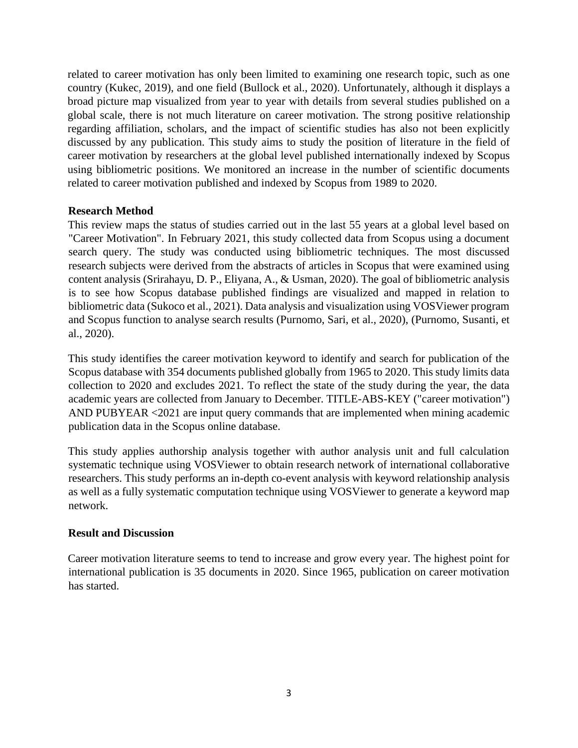related to career motivation has only been limited to examining one research topic, such as one country (Kukec, 2019), and one field (Bullock et al., 2020). Unfortunately, although it displays a broad picture map visualized from year to year with details from several studies published on a global scale, there is not much literature on career motivation. The strong positive relationship regarding affiliation, scholars, and the impact of scientific studies has also not been explicitly discussed by any publication. This study aims to study the position of literature in the field of career motivation by researchers at the global level published internationally indexed by Scopus using bibliometric positions. We monitored an increase in the number of scientific documents related to career motivation published and indexed by Scopus from 1989 to 2020.

**Research Method**

This review maps the status of studies carried out in the last 55 years at a global level based on "Career Motivation". In February 2021, this study collected data from Scopus using a document search query. The study was conducted using bibliometric techniques. The most discussed research subjects were derived from the abstracts of articles in Scopus that were examined using content analysis (Srirahayu, D. P., Eliyana, A., & Usman, 2020). The goal of bibliometric analysis is to see how Scopus database published findings are visualized and mapped in relation to bibliometric data (Sukoco et al., 2021). Data analysis and visualization using VOSViewer program and Scopus function to analyse search results (Purnomo, Sari, et al., 2020), (Purnomo, Susanti, et al., 2020).

This study identifies the career motivation keyword to identify and search for publication of the Scopus database with 354 documents published globally from 1965 to 2020. This study limits data collection to 2020 and excludes 2021. To reflect the state of the study during the year, the data academic years are collected from January to December. TITLE-ABS-KEY ("career motivation") AND PUBYEAR <2021 are input query commands that are implemented when mining academic publication data in the Scopus online database.

This study applies authorship analysis together with author analysis unit and full calculation systematic technique using VOSViewer to obtain research network of international collaborative researchers. This study performs an in-depth co-event analysis with keyword relationship analysis as well as a fully systematic computation technique using VOSViewer to generate a keyword map network.

**Result and Discussion**

Career motivation literature seems to tend to increase and grow every year. The highest point for international publication is 35 documents in 2020. Since 1965, publication on career motivation has started.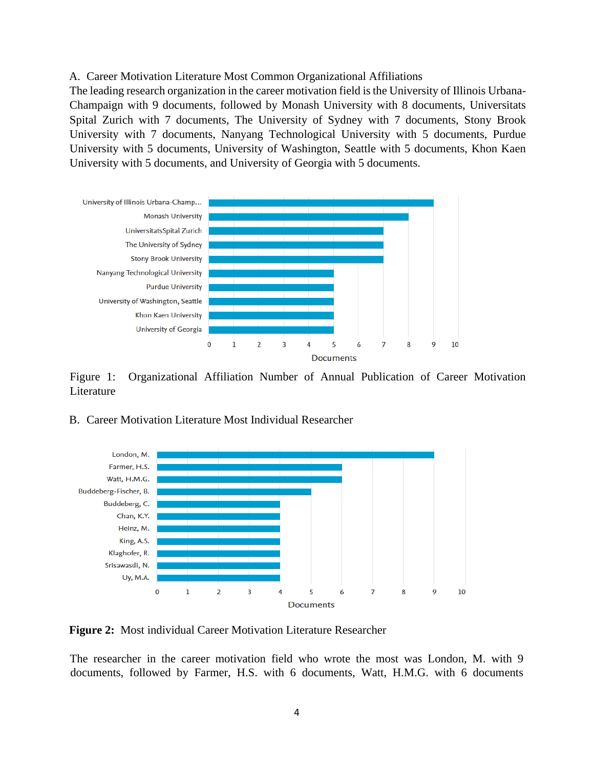A. Career Motivation Literature Most Common Organizational Affiliations

The leading research organization in the career motivation field is the University of Illinois Urbana-Champaign with 9 documents, followed by Monash University with 8 documents, Universitats Spital Zurich with 7 documents, The University of Sydney with 7 documents, Stony Brook University with 7 documents, Nanyang Technological University with 5 documents, Purdue University with 5 documents, University of Washington, Seattle with 5 documents, Khon Kaen University with 5 documents, and University of Georgia with 5 documents.

Figure 1: Organizational Affiliation Number of Annual Publication of Career Motivation Literature

B. Career Motivation Literature Most Individual Researcher

**Figure 2:** Most individual Career Motivation Literature Researcher

The researcher in the career motivation field who wrote the most was London, M. with 9 documents, followed by Farmer, H.S. with 6 documents, Watt, H.M.G. with 6 documents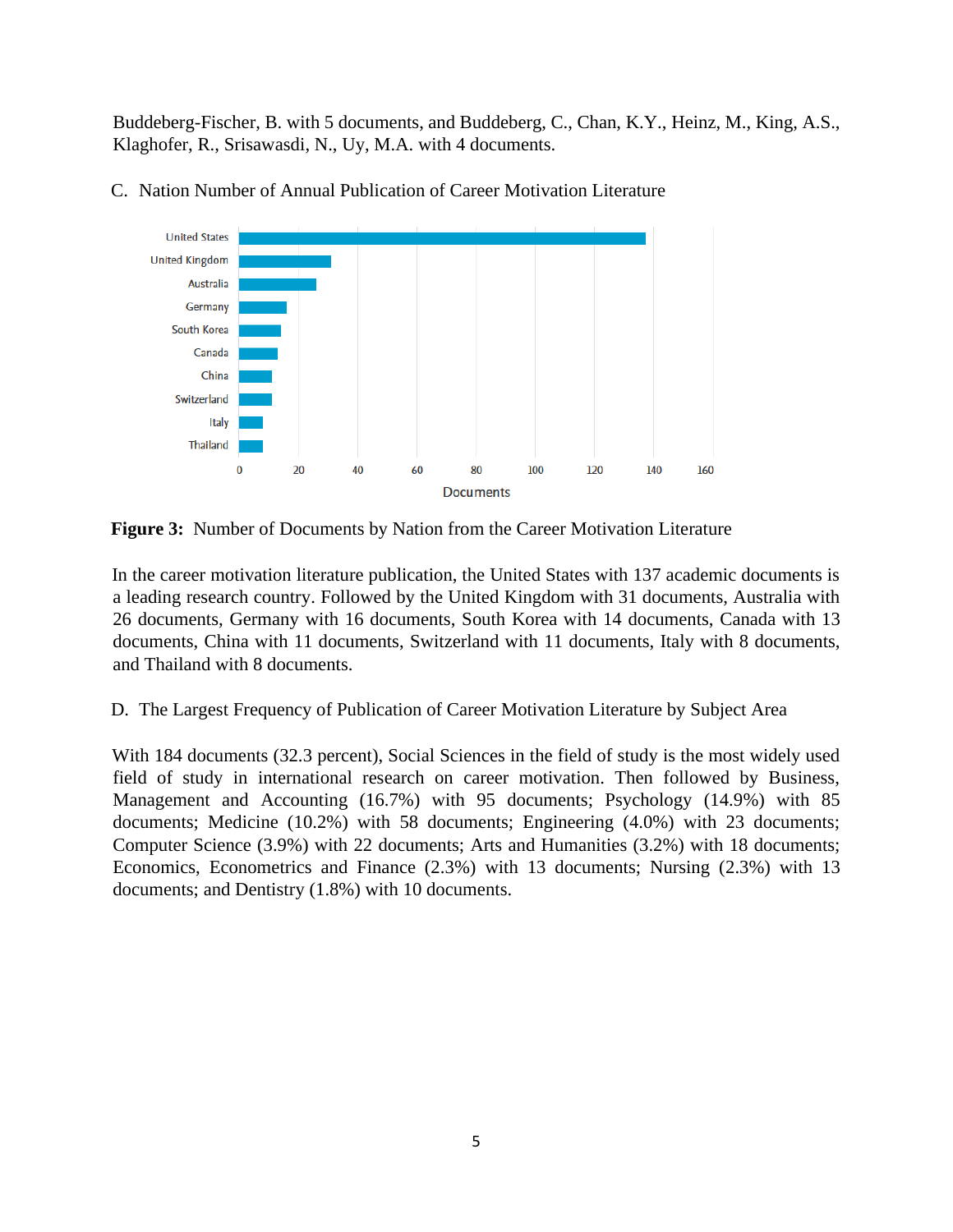Buddeberg-Fischer, B. with 5 documents, and Buddeberg, C., Chan, K.Y., Heinz, M., King, A.S., Klaghofer, R., Srisawasdi, N., Uy, M.A. with 4 documents.

C. Nation Number of Annual Publication of Career Motivation Literature

**Figure 3:** Number of Documents by Nation from the Career Motivation Literature

In the career motivation literature publication, the United States with 137 academic documents is a leading research country. Followed by the United Kingdom with 31 documents, Australia with 26 documents, Germany with 16 documents, South Korea with 14 documents, Canada with 13 documents, China with 11 documents, Switzerland with 11 documents, Italy with 8 documents, and Thailand with 8 documents.

D. The Largest Frequency of Publication of Career Motivation Literature by Subject Area

With 184 documents (32.3 percent), Social Sciences in the field of study is the most widely used field of study in international research on career motivation. Then followed by Business, Management and Accounting (16.7%) with 95 documents; Psychology (14.9%) with 85 documents; Medicine (10.2%) with 58 documents; Engineering (4.0%) with 23 documents; Computer Science (3.9%) with 22 documents; Arts and Humanities (3.2%) with 18 documents; Economics, Econometrics and Finance (2.3%) with 13 documents; Nursing (2.3%) with 13 documents; and Dentistry (1.8%) with 10 documents.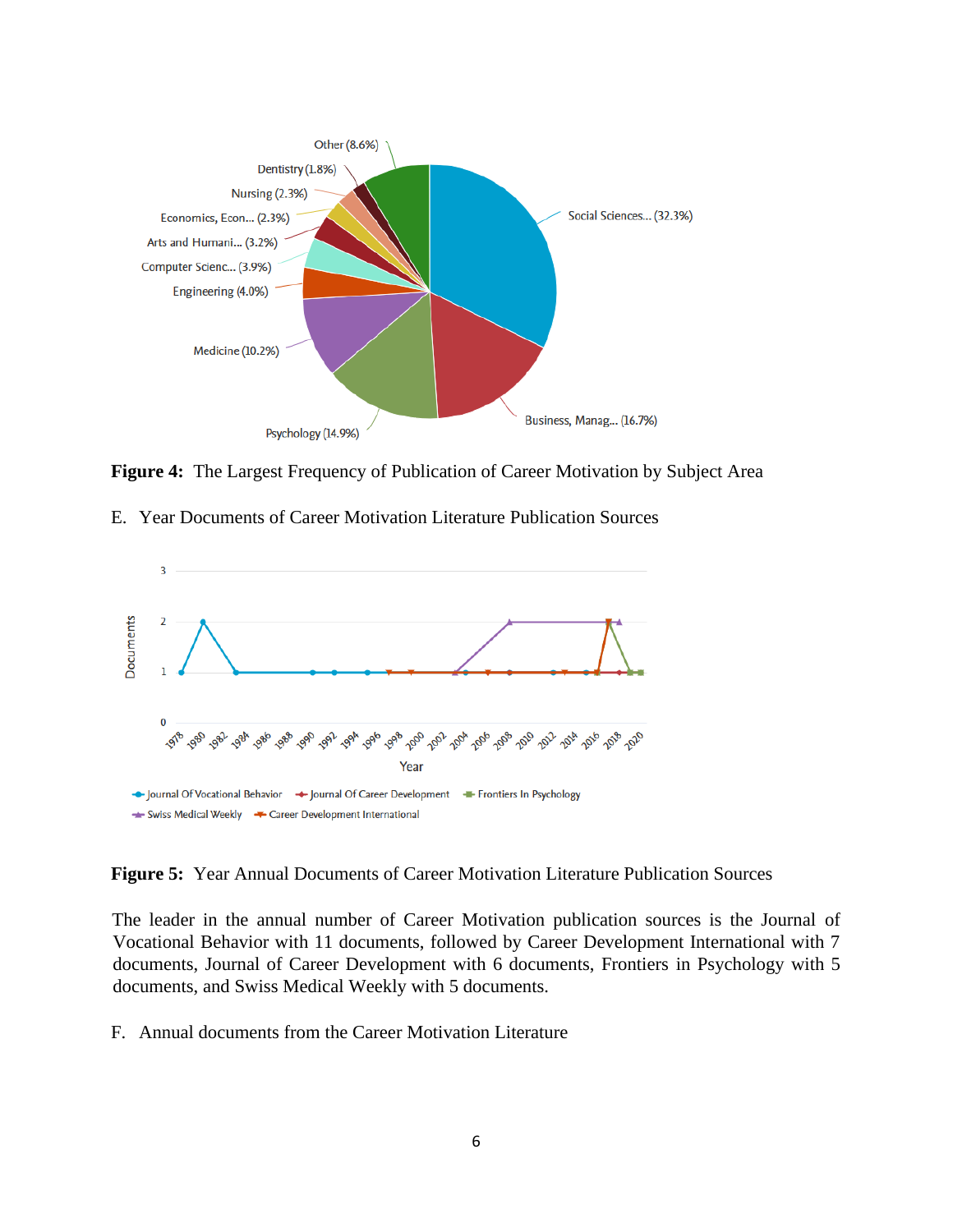**Figure 4:** The Largest Frequency of Publication of Career Motivation by Subject Area

E. Year Documents of Career Motivation Literature Publication Sources

**Figure 5:** Year Annual Documents of Career Motivation Literature Publication Sources

The leader in the annual number of Career Motivation publication sources is the Journal of Vocational Behavior with 11 documents, followed by Career Development International with 7 documents, Journal of Career Development with 6 documents, Frontiers in Psychology with 5 documents, and Swiss Medical Weekly with 5 documents.

F. Annual documents from the Career Motivation Literature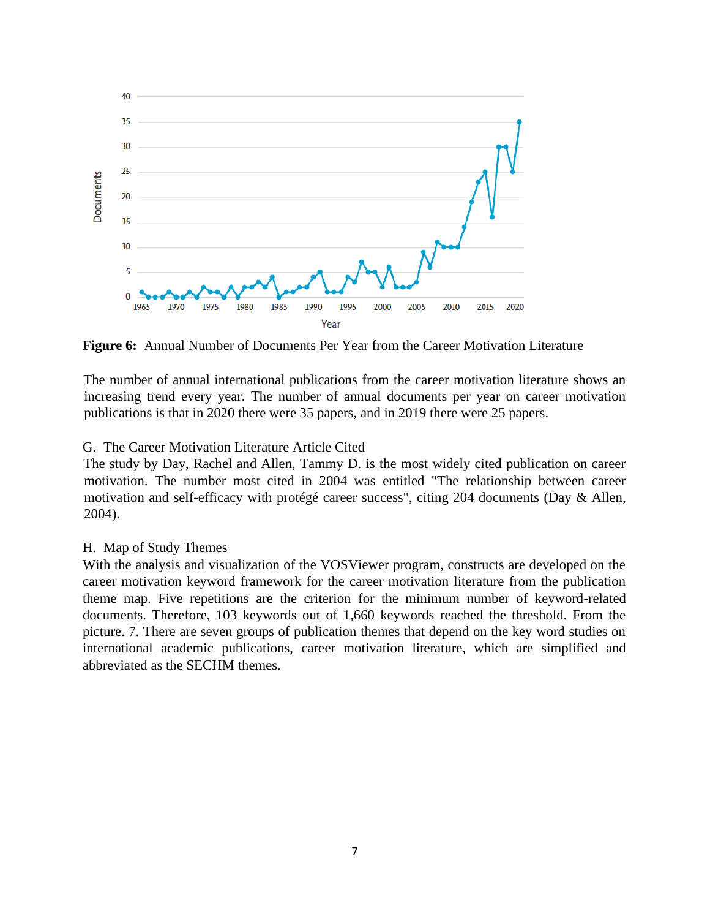**Figure 6:** Annual Number of Documents Per Year from the Career Motivation Literature

The number of annual international publications from the career motivation literature shows an increasing trend every year. The number of annual documents per year on career motivation publications is that in 2020 there were 35 papers, and in 2019 there were 25 papers.

G. The Career Motivation Literature Article Cited

The study by Day, Rachel and Allen, Tammy D. is the most widely cited publication on career motivation. The number most cited in 2004 was entitled "The relationship between career motivation and self-efficacy with protégé career success", citing 204 documents (Day & Allen, 2004).

H. Map of Study Themes

With the analysis and visualization of the VOSViewer program, constructs are developed on the career motivation keyword framework for the career motivation literature from the publication theme map. Five repetitions are the criterion for the minimum number of keyword-related documents. Therefore, 103 keywords out of 1,660 keywords reached the threshold. From the picture. 7. There are seven groups of publication themes that depend on the key word studies on international academic publications, career motivation literature, which are simplified and abbreviated as the SECHM themes.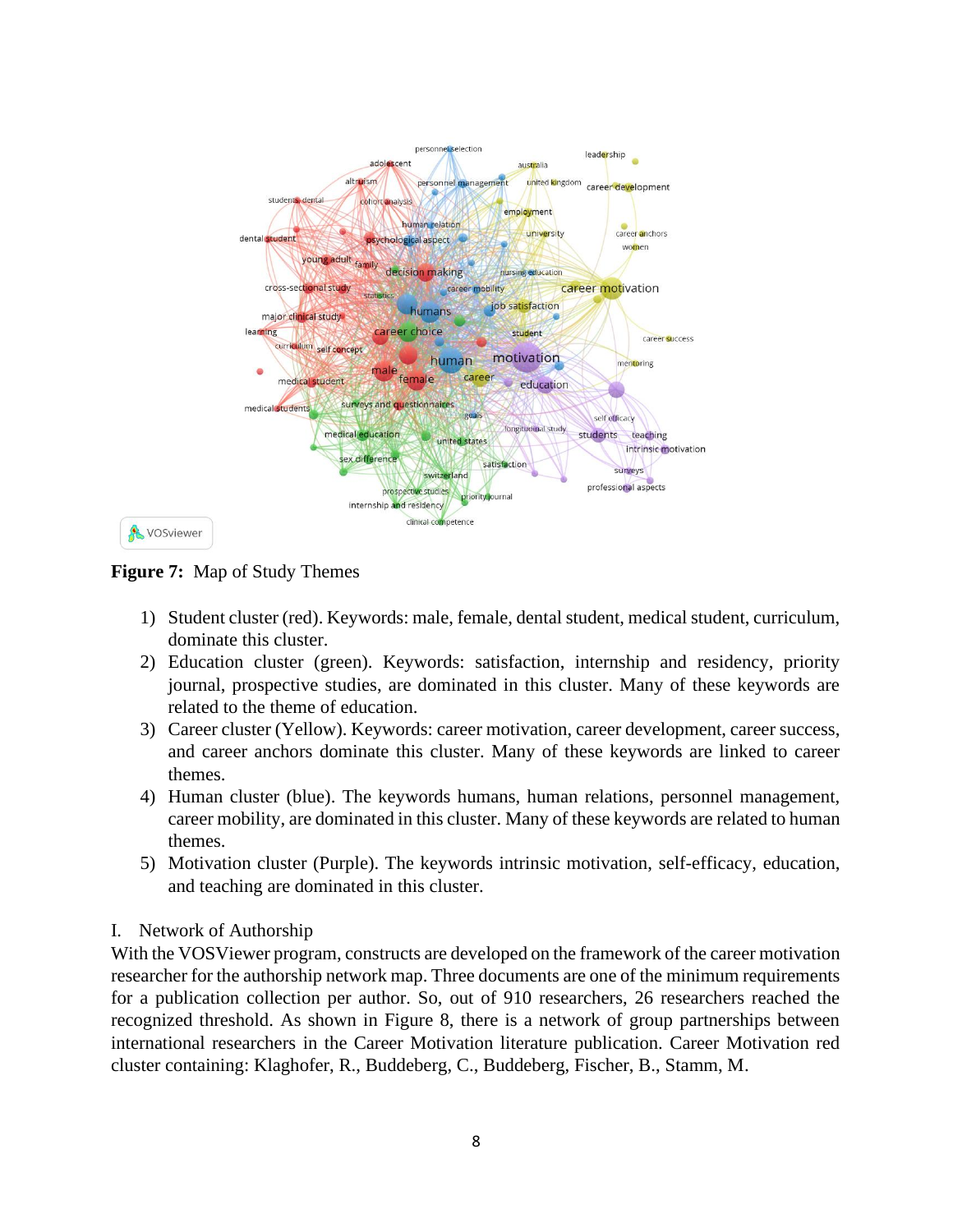**Figure 7:** Map of Study Themes

1) Student cluster (red). Keywords: male, female, dental student, medical student, curriculum, dominate this cluster.
2) Education cluster (green). Keywords: satisfaction, internship and residency, priority journal, prospective studies, are dominated in this cluster. Many of these keywords are related to the theme of education.
3) Career cluster (Yellow). Keywords: career motivation, career development, career success, and career anchors dominate this cluster. Many of these keywords are linked to career themes.
4) Human cluster (blue). The keywords humans, human relations, personnel management, career mobility, are dominated in this cluster. Many of these keywords are related to human themes.
5) Motivation cluster (Purple). The keywords intrinsic motivation, self-efficacy, education, and teaching are dominated in this cluster.

I. Network of Authorship

With the VOSViewer program, constructs are developed on the framework of the career motivation researcher for the authorship network map. Three documents are one of the minimum requirements for a publication collection per author. So, out of 910 researchers, 26 researchers reached the recognized threshold. As shown in Figure 8, there is a network of group partnerships between international researchers in the Career Motivation literature publication. Career Motivation red cluster containing: Klaghofer, R., Buddeberg, C., Buddeberg, Fischer, B., Stamm, M.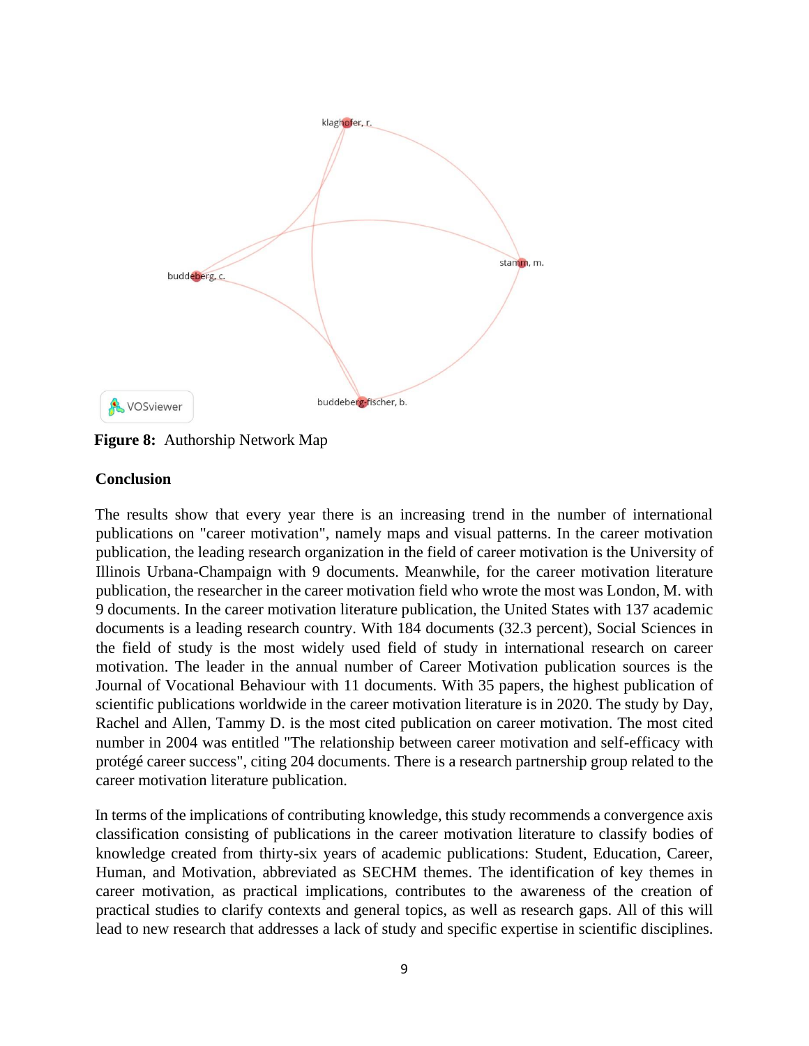**Figure 8:** Authorship Network Map

**Conclusion**

The results show that every year there is an increasing trend in the number of international publications on "career motivation", namely maps and visual patterns. In the career motivation publication, the leading research organization in the field of career motivation is the University of Illinois Urbana-Champaign with 9 documents. Meanwhile, for the career motivation literature publication, the researcher in the career motivation field who wrote the most was London, M. with 9 documents. In the career motivation literature publication, the United States with 137 academic documents is a leading research country. With 184 documents (32.3 percent), Social Sciences in the field of study is the most widely used field of study in international research on career motivation. The leader in the annual number of Career Motivation publication sources is the Journal of Vocational Behaviour with 11 documents. With 35 papers, the highest publication of scientific publications worldwide in the career motivation literature is in 2020. The study by Day, Rachel and Allen, Tammy D. is the most cited publication on career motivation. The most cited number in 2004 was entitled "The relationship between career motivation and self-efficacy with protégé career success", citing 204 documents. There is a research partnership group related to the career motivation literature publication.

In terms of the implications of contributing knowledge, this study recommends a convergence axis classification consisting of publications in the career motivation literature to classify bodies of knowledge created from thirty-six years of academic publications: Student, Education, Career, Human, and Motivation, abbreviated as SECHM themes. The identification of key themes in career motivation, as practical implications, contributes to the awareness of the creation of practical studies to clarify contexts and general topics, as well as research gaps. All of this will lead to new research that addresses a lack of study and specific expertise in scientific disciplines.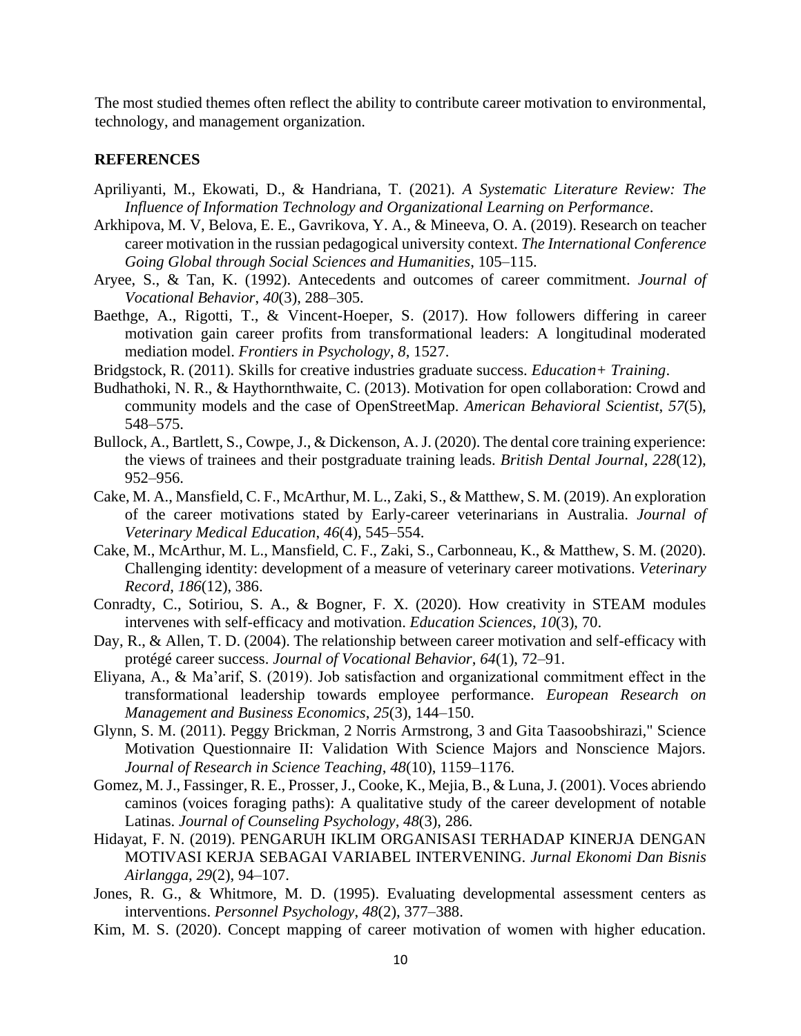The most studied themes often reflect the ability to contribute career motivation to environmental, technology, and management organization.

## REFERENCES

Apriliyanti, M., Ekowati, D., & Handriana, T. (2021). *A Systematic Literature Review: The Influence of Information Technology and Organizational Learning on Performance*.

Arkhipova, M. V, Belova, E. E., Gavrikova, Y. A., & Mineeva, O. A. (2019). Research on teacher career motivation in the russian pedagogical university context. *The International Conference Going Global through Social Sciences and Humanities*, 105–115.

Aryee, S., & Tan, K. (1992). Antecedents and outcomes of career commitment. *Journal of Vocational Behavior*, *40*(3), 288–305.

Baethge, A., Rigotti, T., & Vincent-Hoeper, S. (2017). How followers differing in career motivation gain career profits from transformational leaders: A longitudinal moderated mediation model. *Frontiers in Psychology*, *8*, 1527.

Bridgstock, R. (2011). Skills for creative industries graduate success. *Education+ Training*.

Budhathoki, N. R., & Haythornthwaite, C. (2013). Motivation for open collaboration: Crowd and community models and the case of OpenStreetMap. *American Behavioral Scientist*, *57*(5), 548–575.

Bullock, A., Bartlett, S., Cowpe, J., & Dickenson, A. J. (2020). The dental core training experience: the views of trainees and their postgraduate training leads. *British Dental Journal*, *228*(12), 952–956.

Cake, M. A., Mansfield, C. F., McArthur, M. L., Zaki, S., & Matthew, S. M. (2019). An exploration of the career motivations stated by Early-career veterinarians in Australia. *Journal of Veterinary Medical Education*, *46*(4), 545–554.

Cake, M., McArthur, M. L., Mansfield, C. F., Zaki, S., Carbonneau, K., & Matthew, S. M. (2020). Challenging identity: development of a measure of veterinary career motivations. *Veterinary Record*, *186*(12), 386.

Conradty, C., Sotiriou, S. A., & Bogner, F. X. (2020). How creativity in STEAM modules intervenes with self-efficacy and motivation. *Education Sciences*, *10*(3), 70.

Day, R., & Allen, T. D. (2004). The relationship between career motivation and self-efficacy with protégé career success. *Journal of Vocational Behavior*, *64*(1), 72–91.

Eliyana, A., & Ma'arif, S. (2019). Job satisfaction and organizational commitment effect in the transformational leadership towards employee performance. *European Research on Management and Business Economics*, *25*(3), 144–150.

Glynn, S. M. (2011). Peggy Brickman, 2 Norris Armstrong, 3 and Gita Taasoobshirazi," Science Motivation Questionnaire II: Validation With Science Majors and Nonscience Majors. *Journal of Research in Science Teaching*, *48*(10), 1159–1176.

Gomez, M. J., Fassinger, R. E., Prosser, J., Cooke, K., Mejia, B., & Luna, J. (2001). Voces abriendo caminos (voices foraging paths): A qualitative study of the career development of notable Latinas. *Journal of Counseling Psychology*, *48*(3), 286.

Hidayat, F. N. (2019). PENGARUH IKLIM ORGANISASI TERHADAP KINERJA DENGAN MOTIVASI KERJA SEBAGAI VARIABEL INTERVENING. *Jurnal Ekonomi Dan Bisnis Airlangga*, *29*(2), 94–107.

Jones, R. G., & Whitmore, M. D. (1995). Evaluating developmental assessment centers as interventions. *Personnel Psychology*, *48*(2), 377–388.

Kim, M. S. (2020). Concept mapping of career motivation of women with higher education.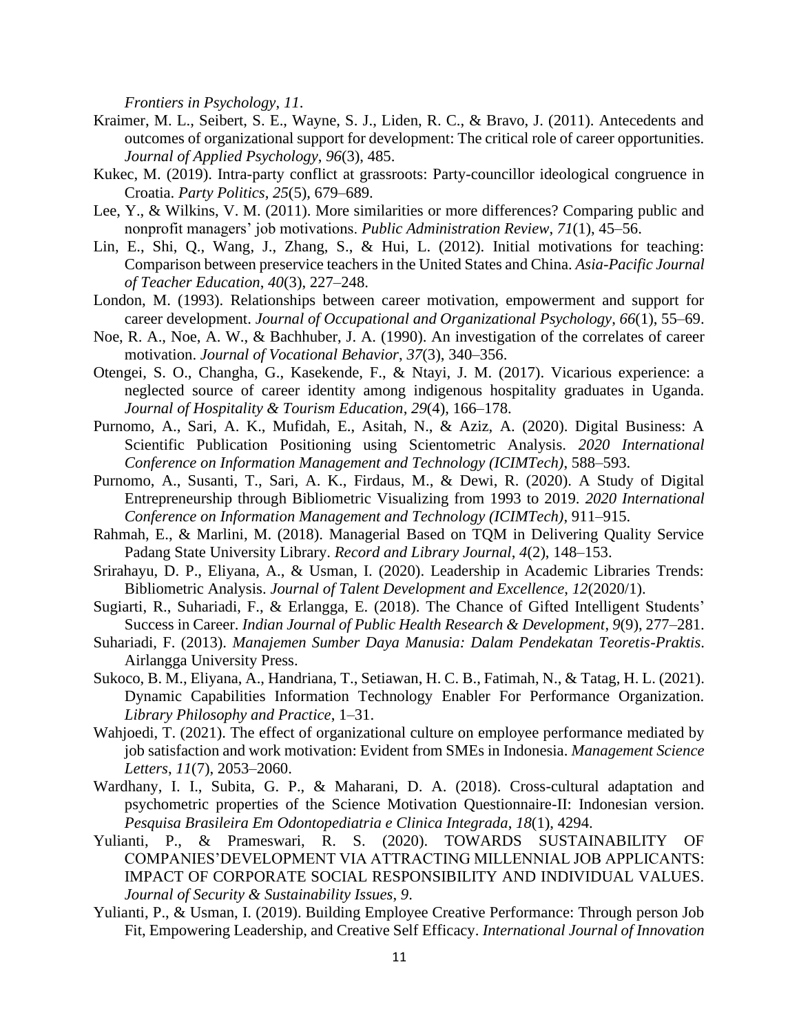*Frontiers in Psychology*, *11*.

Kraimer, M. L., Seibert, S. E., Wayne, S. J., Liden, R. C., & Bravo, J. (2011). Antecedents and outcomes of organizational support for development: The critical role of career opportunities. *Journal of Applied Psychology*, *96*(3), 485.

Kukec, M. (2019). Intra-party conflict at grassroots: Party-councillor ideological congruence in Croatia. *Party Politics*, *25*(5), 679–689.

Lee, Y., & Wilkins, V. M. (2011). More similarities or more differences? Comparing public and nonprofit managers' job motivations. *Public Administration Review*, *71*(1), 45–56.

Lin, E., Shi, Q., Wang, J., Zhang, S., & Hui, L. (2012). Initial motivations for teaching: Comparison between preservice teachers in the United States and China. *Asia-Pacific Journal of Teacher Education*, *40*(3), 227–248.

London, M. (1993). Relationships between career motivation, empowerment and support for career development. *Journal of Occupational and Organizational Psychology*, *66*(1), 55–69.

Noe, R. A., Noe, A. W., & Bachhuber, J. A. (1990). An investigation of the correlates of career motivation. *Journal of Vocational Behavior*, *37*(3), 340–356.

Otengei, S. O., Changha, G., Kasekende, F., & Ntayi, J. M. (2017). Vicarious experience: a neglected source of career identity among indigenous hospitality graduates in Uganda. *Journal of Hospitality & Tourism Education*, *29*(4), 166–178.

Purnomo, A., Sari, A. K., Mufidah, E., Asitah, N., & Aziz, A. (2020). Digital Business: A Scientific Publication Positioning using Scientometric Analysis. *2020 International Conference on Information Management and Technology (ICIMTech)*, 588–593.

Purnomo, A., Susanti, T., Sari, A. K., Firdaus, M., & Dewi, R. (2020). A Study of Digital Entrepreneurship through Bibliometric Visualizing from 1993 to 2019. *2020 International Conference on Information Management and Technology (ICIMTech)*, 911–915.

Rahmah, E., & Marlini, M. (2018). Managerial Based on TQM in Delivering Quality Service Padang State University Library. *Record and Library Journal*, *4*(2), 148–153.

Srirahayu, D. P., Eliyana, A., & Usman, I. (2020). Leadership in Academic Libraries Trends: Bibliometric Analysis. *Journal of Talent Development and Excellence*, *12*(2020/1).

Sugiarti, R., Suhariadi, F., & Erlangga, E. (2018). The Chance of Gifted Intelligent Students' Success in Career. *Indian Journal of Public Health Research & Development*, *9*(9), 277–281.

Suhariadi, F. (2013). *Manajemen Sumber Daya Manusia: Dalam Pendekatan Teoretis-Praktis*. Airlangga University Press.

Sukoco, B. M., Eliyana, A., Handriana, T., Setiawan, H. C. B., Fatimah, N., & Tatag, H. L. (2021). Dynamic Capabilities Information Technology Enabler For Performance Organization. *Library Philosophy and Practice*, 1–31.

Wahjoedi, T. (2021). The effect of organizational culture on employee performance mediated by job satisfaction and work motivation: Evident from SMEs in Indonesia. *Management Science Letters*, *11*(7), 2053–2060.

Wardhany, I. I., Subita, G. P., & Maharani, D. A. (2018). Cross-cultural adaptation and psychometric properties of the Science Motivation Questionnaire-II: Indonesian version. *Pesquisa Brasileira Em Odontopediatria e Clinica Integrada*, *18*(1), 4294.

Yulianti, P., & Prameswari, R. S. (2020). TOWARDS SUSTAINABILITY OF COMPANIES'DEVELOPMENT VIA ATTRACTING MILLENNIAL JOB APPLICANTS: IMPACT OF CORPORATE SOCIAL RESPONSIBILITY AND INDIVIDUAL VALUES. *Journal of Security & Sustainability Issues*, *9*.

Yulianti, P., & Usman, I. (2019). Building Employee Creative Performance: Through person Job Fit, Empowering Leadership, and Creative Self Efficacy. *International Journal of Innovation*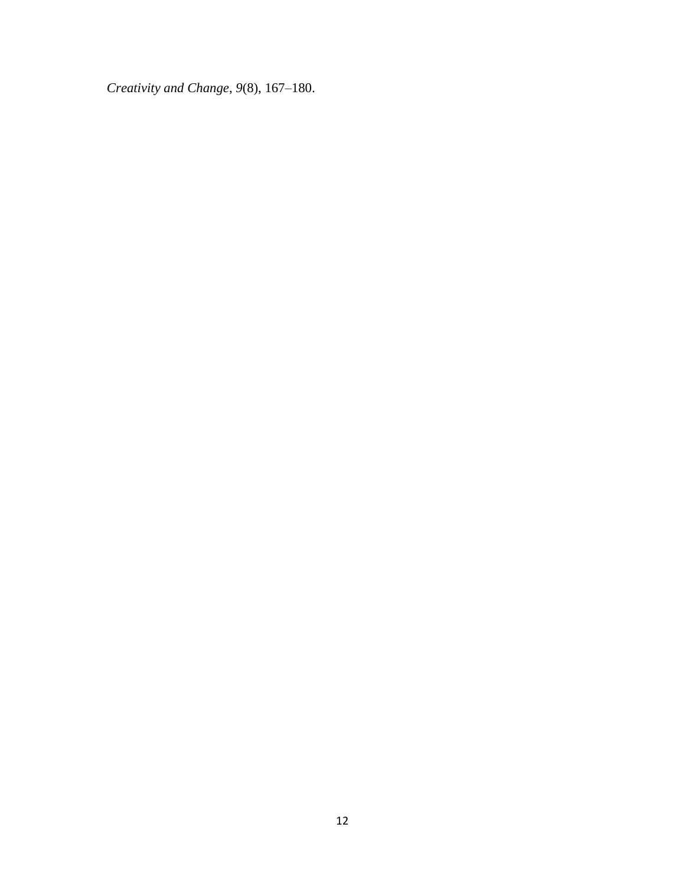*Creativity and Change*, *9*(8), 167–180.